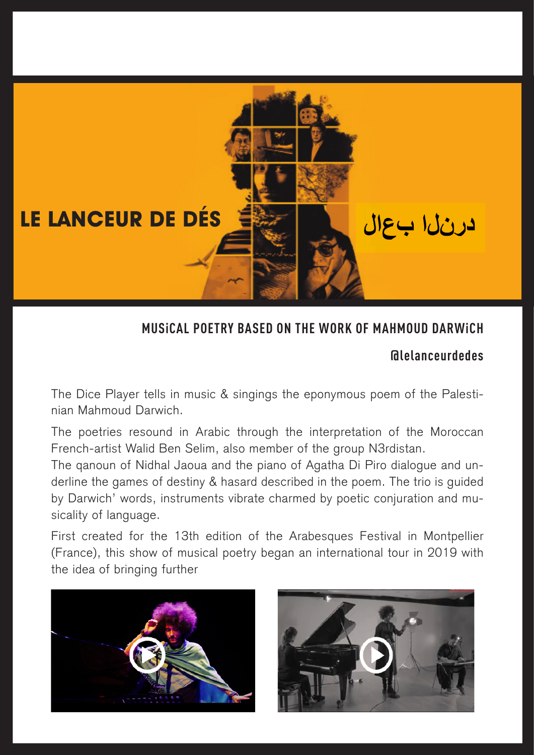# LE LANCEUR DE DÉS

لاعب النرد

## MUSiCAL POETRY BASED ON THE WORK OF MAHMOUD DARWiCH

**@lelanceurdedes**

The Dice Player tells in music & singings the eponymous poem of the Palestinian Mahmoud Darwich.

The poetries resound in Arabic through the interpretation of the Moroccan French-artist Walid Ben Selim, also member of the group N3rdistan.
The qanoun of Nidhal Jaoua and the piano of Agatha Di Piro dialogue and underline the games of destiny & hasard described in the poem. The trio is guided by Darwich' words, instruments vibrate charmed by poetic conjuration and musicality of language.

First created for the 13th edition of the Arabesques Festival in Montpellier (France), this show of musical poetry began an international tour in 2019 with the idea of bringing further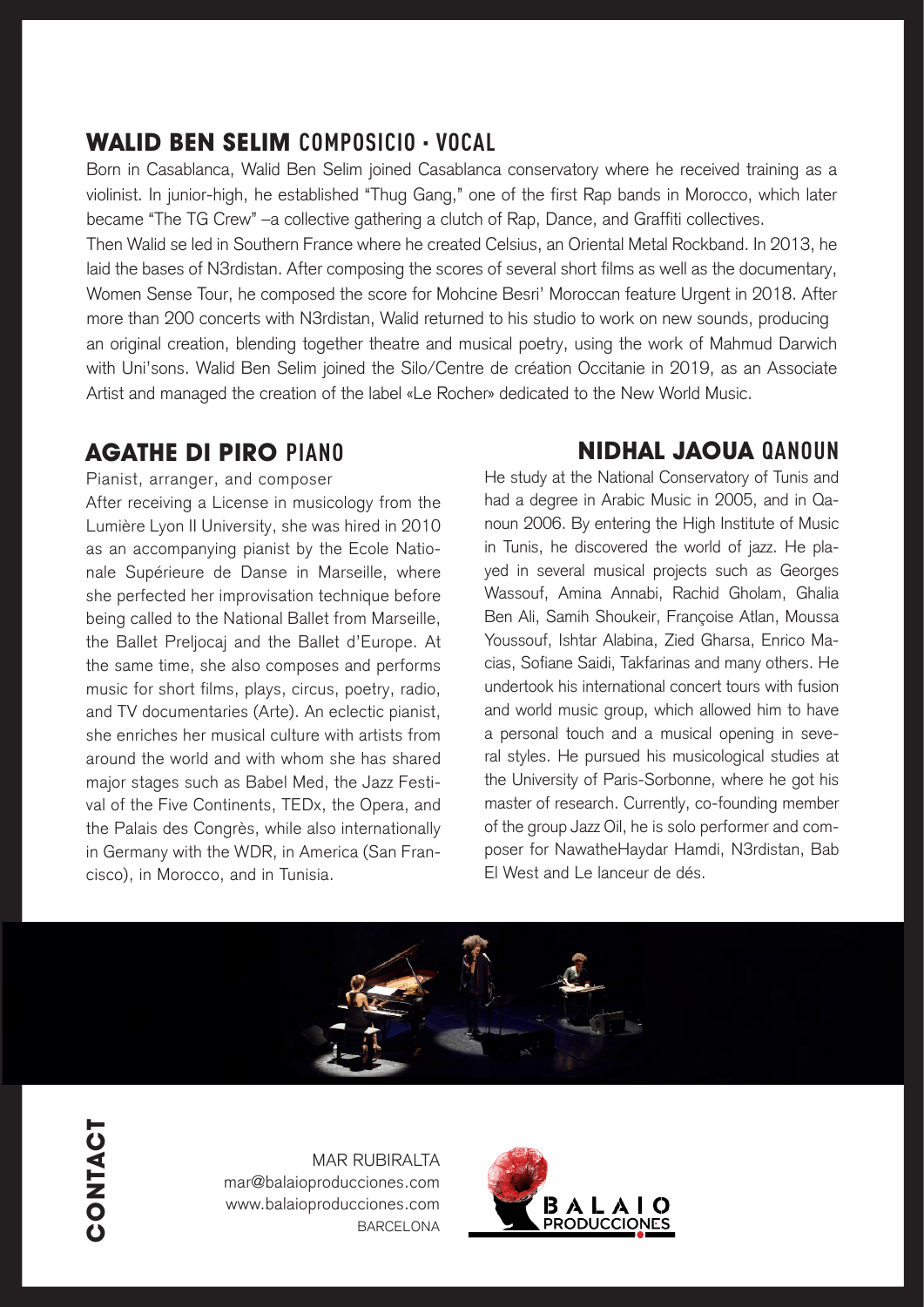## **WALID BEN SELIM** COMPOSICIO · VOCAL

Born in Casablanca, Walid Ben Selim joined Casablanca conservatory where he received training as a violinist. In junior-high, he established "Thug Gang," one of the first Rap bands in Morocco, which later became "The TG Crew" –a collective gathering a clutch of Rap, Dance, and Graffiti collectives.

Then Walid se led in Southern France where he created Celsius, an Oriental Metal Rockband. In 2013, he laid the bases of N3rdistan. After composing the scores of several short films as well as the documentary, Women Sense Tour, he composed the score for Mohcine Besri' Moroccan feature Urgent in 2018. After more than 200 concerts with N3rdistan, Walid returned to his studio to work on new sounds, producing an original creation, blending together theatre and musical poetry, using the work of Mahmud Darwich with Uni'sons. Walid Ben Selim joined the Silo/Centre de création Occitanie in 2019, as an Associate Artist and managed the creation of the label «Le Rocher» dedicated to the New World Music.

## **AGATHE DI PIRO** PIANO

Pianist, arranger, and composer

After receiving a License in musicology from the Lumière Lyon II University, she was hired in 2010 as an accompanying pianist by the Ecole Nationale Supérieure de Danse in Marseille, where she perfected her improvisation technique before being called to the National Ballet from Marseille, the Ballet Preljocaj and the Ballet d'Europe. At the same time, she also composes and performs music for short films, plays, circus, poetry, radio, and TV documentaries (Arte). An eclectic pianist, she enriches her musical culture with artists from around the world and with whom she has shared major stages such as Babel Med, the Jazz Festival of the Five Continents, TEDx, the Opera, and the Palais des Congrès, while also internationally in Germany with the WDR, in America (San Francisco), in Morocco, and in Tunisia.

## **NIDHAL JAOUA** QANOUN

He study at the National Conservatory of Tunis and had a degree in Arabic Music in 2005, and in Qanoun 2006. By entering the High Institute of Music in Tunis, he discovered the world of jazz. He played in several musical projects such as Georges Wassouf, Amina Annabi, Rachid Gholam, Ghalia Ben Ali, Samih Shoukeir, Françoise Atlan, Moussa Youssouf, Ishtar Alabina, Zied Gharsa, Enrico Macias, Sofiane Saidi, Takfarinas and many others. He undertook his international concert tours with fusion and world music group, which allowed him to have a personal touch and a musical opening in several styles. He pursued his musicological studies at the University of Paris-Sorbonne, where he got his master of research. Currently, co-founding member of the group Jazz Oil, he is solo performer and composer for NawatheHaydar Hamdi, N3rdistan, Bab El West and Le lanceur de dés.

**CONTACT**

MAR RUBIRALTA
mar@balaioproducciones.com
www.balaioproducciones.com
BARCELONA

BALAIO PRODUCCIONES